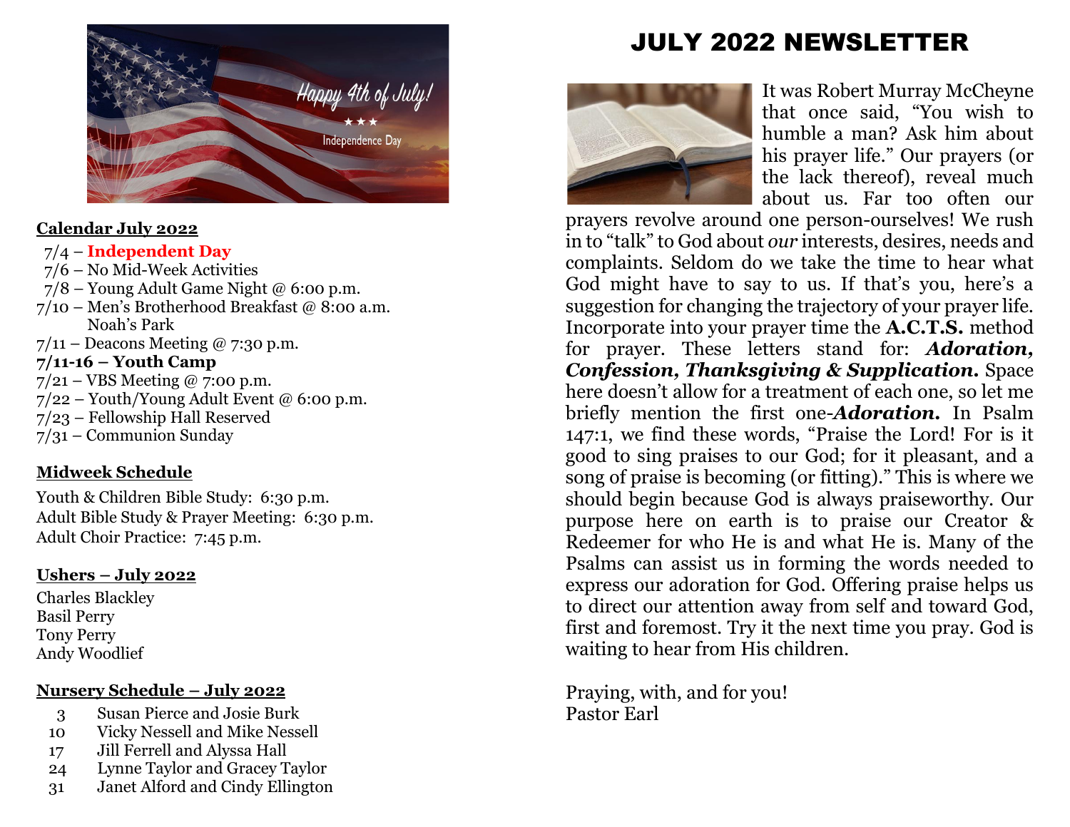**Calendar July 2022**

7/4 – **Independent Day**
7/6 – No Mid-Week Activities
7/8 – Young Adult Game Night @ 6:00 p.m.
7/10 – Men's Brotherhood Breakfast @ 8:00 a.m. Noah's Park
7/11 – Deacons Meeting @ 7:30 p.m.
**7/11-16 – Youth Camp**
7/21 – VBS Meeting @ 7:00 p.m.
7/22 – Youth/Young Adult Event @ 6:00 p.m.
7/23 – Fellowship Hall Reserved
7/31 – Communion Sunday

**Midweek Schedule**

Youth & Children Bible Study: 6:30 p.m.
Adult Bible Study & Prayer Meeting: 6:30 p.m.
Adult Choir Practice: 7:45 p.m.

**Ushers – July 2022**

Charles Blackley
Basil Perry
Tony Perry
Andy Woodlief

**Nursery Schedule – July 2022**

| | |
|---|---|
| 3 | Susan Pierce and Josie Burk |
| 10 | Vicky Nessell and Mike Nessell |
| 17 | Jill Ferrell and Alyssa Hall |
| 24 | Lynne Taylor and Gracey Taylor |
| 31 | Janet Alford and Cindy Ellington |

# JULY 2022 NEWSLETTER

It was Robert Murray McCheyne that once said, "You wish to humble a man? Ask him about his prayer life." Our prayers (or the lack thereof), reveal much about us. Far too often our prayers revolve around one person-ourselves! We rush in to "talk" to God about *our* interests, desires, needs and complaints. Seldom do we take the time to hear what God might have to say to us. If that's you, here's a suggestion for changing the trajectory of your prayer life. Incorporate into your prayer time the **A.C.T.S.** method for prayer. These letters stand for: ***Adoration, Confession, Thanksgiving & Supplication.*** Space here doesn't allow for a treatment of each one, so let me briefly mention the first one-***Adoration.*** In Psalm 147:1, we find these words, "Praise the Lord! For is it good to sing praises to our God; for it pleasant, and a song of praise is becoming (or fitting)." This is where we should begin because God is always praiseworthy. Our purpose here on earth is to praise our Creator & Redeemer for who He is and what He is. Many of the Psalms can assist us in forming the words needed to express our adoration for God. Offering praise helps us to direct our attention away from self and toward God, first and foremost. Try it the next time you pray. God is waiting to hear from His children.

Praying, with, and for you!
Pastor Earl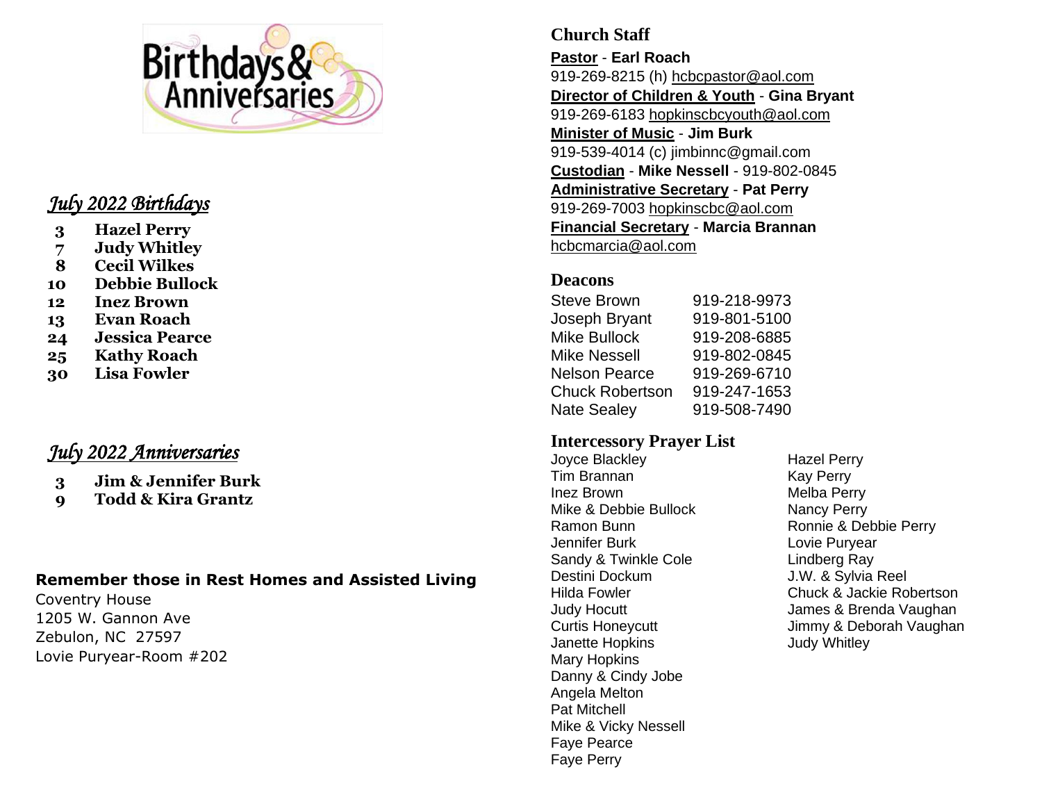Birthdays & Anniversaries

## *July 2022 Birthdays*

| | |
|---|---|
| **3** | **Hazel Perry** |
| **7** | **Judy Whitley** |
| **8** | **Cecil Wilkes** |
| **10** | **Debbie Bullock** |
| **12** | **Inez Brown** |
| **13** | **Evan Roach** |
| **24** | **Jessica Pearce** |
| **25** | **Kathy Roach** |
| **30** | **Lisa Fowler** |

## *July 2022 Anniversaries*

| | |
|---|---|
| **3** | **Jim & Jennifer Burk** |
| **9** | **Todd & Kira Grantz** |

**Remember those in Rest Homes and Assisted Living**

Coventry House
1205 W. Gannon Ave
Zebulon, NC 27597
Lovie Puryear-Room #202

## Church Staff

**Pastor** - **Earl Roach**
919-269-8215 (h) hcbcpastor@aol.com

**Director of Children & Youth** - **Gina Bryant**
919-269-6183 hopkinscbcyouth@aol.com

**Minister of Music** - **Jim Burk**
919-539-4014 (c) jimbinnc@gmail.com

**Custodian** - **Mike Nessell** - 919-802-0845

**Administrative Secretary** - **Pat Perry**
919-269-7003 hopkinscbc@aol.com

**Financial Secretary** - **Marcia Brannan**
hcbcmarcia@aol.com

## Deacons

| | |
|---|---|
| Steve Brown | 919-218-9973 |
| Joseph Bryant | 919-801-5100 |
| Mike Bullock | 919-208-6885 |
| Mike Nessell | 919-802-0845 |
| Nelson Pearce | 919-269-6710 |
| Chuck Robertson | 919-247-1653 |
| Nate Sealey | 919-508-7490 |

## Intercessory Prayer List

Joyce Blackley
Tim Brannan
Inez Brown
Mike & Debbie Bullock
Ramon Bunn
Jennifer Burk
Sandy & Twinkle Cole
Destini Dockum
Hilda Fowler
Judy Hocutt
Curtis Honeycutt
Janette Hopkins
Mary Hopkins
Danny & Cindy Jobe
Angela Melton
Pat Mitchell
Mike & Vicky Nessell
Faye Pearce
Faye Perry
Hazel Perry
Kay Perry
Melba Perry
Nancy Perry
Ronnie & Debbie Perry
Lovie Puryear
Lindberg Ray
J.W. & Sylvia Reel
Chuck & Jackie Robertson
James & Brenda Vaughan
Jimmy & Deborah Vaughan
Judy Whitley